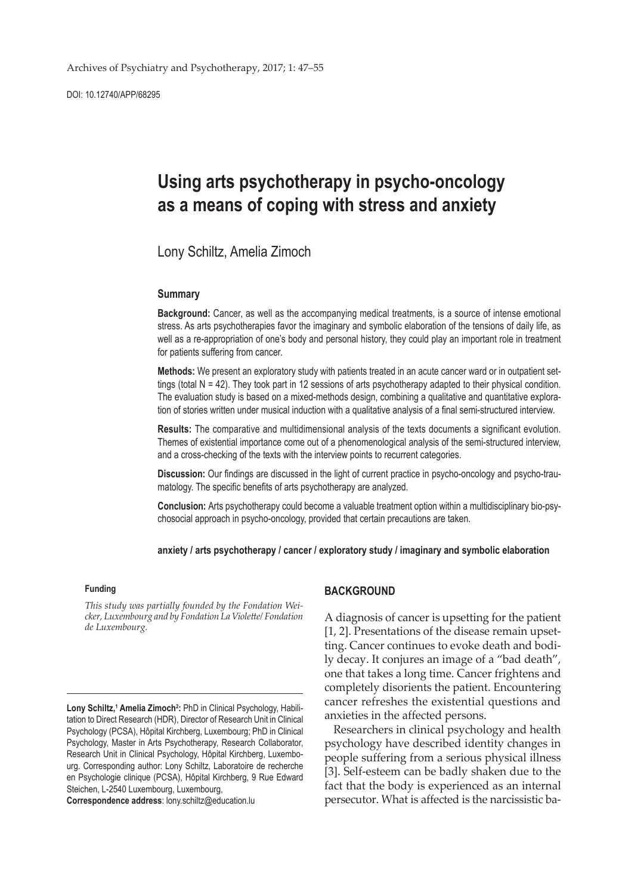# Using arts psychotherapy in psycho-oncology as a means of coping with stress and anxiety

Lony Schiltz, Amelia Zimoch

### Summary

**Background:** Cancer, as well as the accompanying medical treatments, is a source of intense emotional stress. As arts psychotherapies favor the imaginary and symbolic elaboration of the tensions of daily life, as well as a re-appropriation of one's body and personal history, they could play an important role in treatment for patients suffering from cancer.

**Methods:** We present an exploratory study with patients treated in an acute cancer ward or in outpatient settings (total N = 42). They took part in 12 sessions of arts psychotherapy adapted to their physical condition. The evaluation study is based on a mixed-methods design, combining a qualitative and quantitative exploration of stories written under musical induction with a qualitative analysis of a final semi-structured interview.

**Results:** The comparative and multidimensional analysis of the texts documents a significant evolution. Themes of existential importance come out of a phenomenological analysis of the semi-structured interview, and a cross-checking of the texts with the interview points to recurrent categories.

**Discussion:** Our findings are discussed in the light of current practice in psycho-oncology and psycho-traumatology. The specific benefits of arts psychotherapy are analyzed.

**Conclusion:** Arts psychotherapy could become a valuable treatment option within a multidisciplinary bio-psychosocial approach in psycho-oncology, provided that certain precautions are taken.

**anxiety / arts psychotherapy / cancer / exploratory study / imaginary and symbolic elaboration**

#### Funding

*This study was partially founded by the Fondation Weicker, Luxembourg and by Fondation La Violette/ Fondation de Luxembourg.*

**Lony Schiltz,[1] Amelia Zimoch[2]:** PhD in Clinical Psychology, Habilitation to Direct Research (HDR), Director of Research Unit in Clinical Psychology (PCSA), Hôpital Kirchberg, Luxembourg; PhD in Clinical Psychology, Master in Arts Psychotherapy, Research Collaborator, Research Unit in Clinical Psychology, Hôpital Kirchberg, Luxembourg. Corresponding author: Lony Schiltz, Laboratoire de recherche en Psychologie clinique (PCSA), Hôpital Kirchberg, 9 Rue Edward Steichen, L-2540 Luxembourg, Luxembourg,

**Correspondence address**: lony.schiltz@education.lu

## BACKGROUND

A diagnosis of cancer is upsetting for the patient [1, 2]. Presentations of the disease remain upsetting. Cancer continues to evoke death and bodily decay. It conjures an image of a "bad death", one that takes a long time. Cancer frightens and completely disorients the patient. Encountering cancer refreshes the existential questions and anxieties in the affected persons.

Researchers in clinical psychology and health psychology have described identity changes in people suffering from a serious physical illness [3]. Self-esteem can be badly shaken due to the fact that the body is experienced as an internal persecutor. What is affected is the narcissistic ba-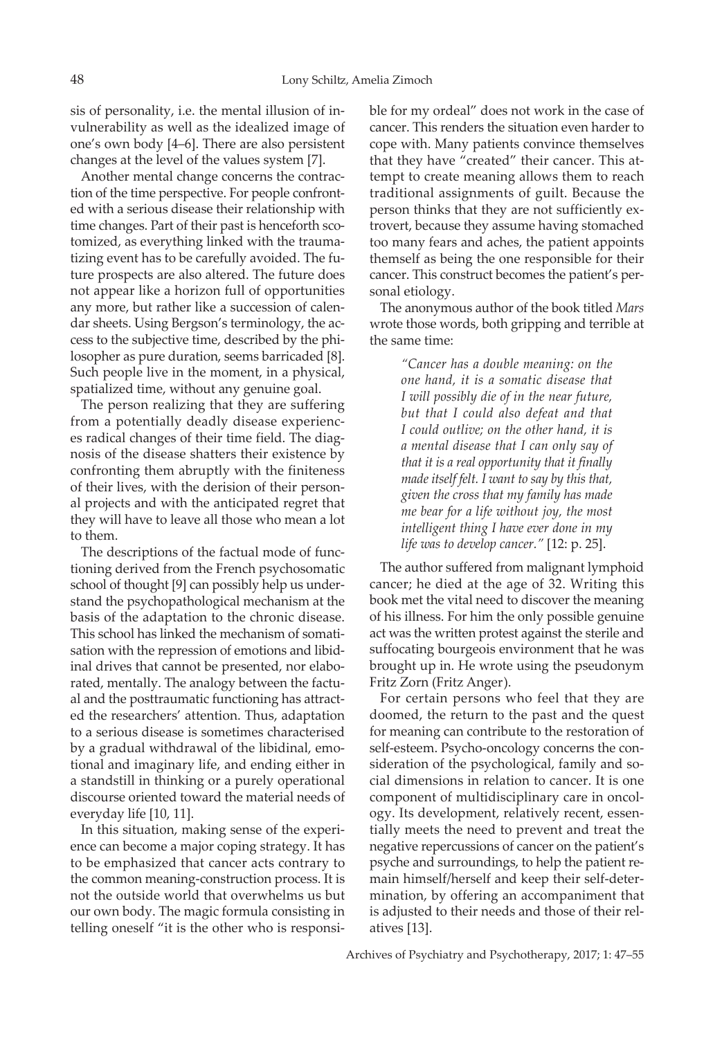sis of personality, i.e. the mental illusion of invulnerability as well as the idealized image of one's own body [4–6]. There are also persistent changes at the level of the values system [7].

Another mental change concerns the contraction of the time perspective. For people confronted with a serious disease their relationship with time changes. Part of their past is henceforth scotomized, as everything linked with the traumatizing event has to be carefully avoided. The future prospects are also altered. The future does not appear like a horizon full of opportunities any more, but rather like a succession of calendar sheets. Using Bergson's terminology, the access to the subjective time, described by the philosopher as pure duration, seems barricaded [8]. Such people live in the moment, in a physical, spatialized time, without any genuine goal.

The person realizing that they are suffering from a potentially deadly disease experiences radical changes of their time field. The diagnosis of the disease shatters their existence by confronting them abruptly with the finiteness of their lives, with the derision of their personal projects and with the anticipated regret that they will have to leave all those who mean a lot to them.

The descriptions of the factual mode of functioning derived from the French psychosomatic school of thought [9] can possibly help us understand the psychopathological mechanism at the basis of the adaptation to the chronic disease. This school has linked the mechanism of somatisation with the repression of emotions and libidinal drives that cannot be presented, nor elaborated, mentally. The analogy between the factual and the posttraumatic functioning has attracted the researchers' attention. Thus, adaptation to a serious disease is sometimes characterised by a gradual withdrawal of the libidinal, emotional and imaginary life, and ending either in a standstill in thinking or a purely operational discourse oriented toward the material needs of everyday life [10, 11].

In this situation, making sense of the experience can become a major coping strategy. It has to be emphasized that cancer acts contrary to the common meaning-construction process. It is not the outside world that overwhelms us but our own body. The magic formula consisting in telling oneself "it is the other who is responsible for my ordeal" does not work in the case of cancer. This renders the situation even harder to cope with. Many patients convince themselves that they have "created" their cancer. This attempt to create meaning allows them to reach traditional assignments of guilt. Because the person thinks that they are not sufficiently extrovert, because they assume having stomached too many fears and aches, the patient appoints themself as being the one responsible for their cancer. This construct becomes the patient's personal etiology.

The anonymous author of the book titled *Mars* wrote those words, both gripping and terrible at the same time:

> *"Cancer has a double meaning: on the one hand, it is a somatic disease that I will possibly die of in the near future, but that I could also defeat and that I could outlive; on the other hand, it is a mental disease that I can only say of that it is a real opportunity that it finally made itself felt. I want to say by this that, given the cross that my family has made me bear for a life without joy, the most intelligent thing I have ever done in my life was to develop cancer."* [12: p. 25].

The author suffered from malignant lymphoid cancer; he died at the age of 32. Writing this book met the vital need to discover the meaning of his illness. For him the only possible genuine act was the written protest against the sterile and suffocating bourgeois environment that he was brought up in. He wrote using the pseudonym Fritz Zorn (Fritz Anger).

For certain persons who feel that they are doomed, the return to the past and the quest for meaning can contribute to the restoration of self-esteem. Psycho-oncology concerns the consideration of the psychological, family and social dimensions in relation to cancer. It is one component of multidisciplinary care in oncology. Its development, relatively recent, essentially meets the need to prevent and treat the negative repercussions of cancer on the patient's psyche and surroundings, to help the patient remain himself/herself and keep their self-determination, by offering an accompaniment that is adjusted to their needs and those of their relatives [13].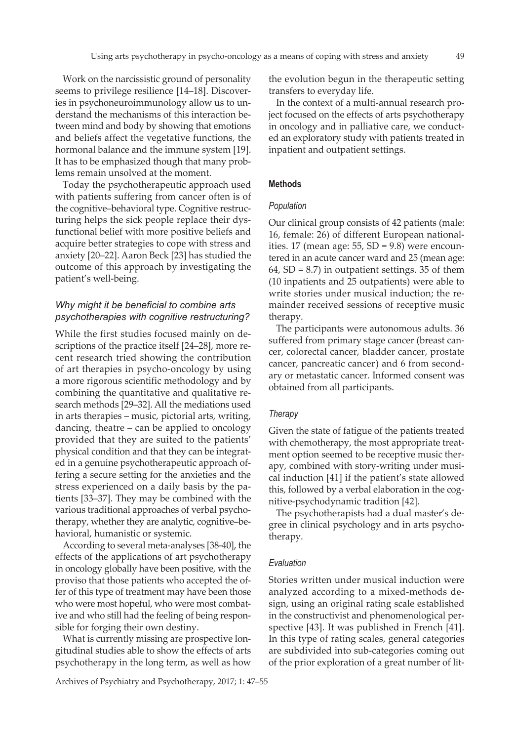Work on the narcissistic ground of personality seems to privilege resilience [14–18]. Discoveries in psychoneuroimmunology allow us to understand the mechanisms of this interaction between mind and body by showing that emotions and beliefs affect the vegetative functions, the hormonal balance and the immune system [19]. It has to be emphasized though that many problems remain unsolved at the moment.

Today the psychotherapeutic approach used with patients suffering from cancer often is of the cognitive–behavioral type. Cognitive restructuring helps the sick people replace their dysfunctional belief with more positive beliefs and acquire better strategies to cope with stress and anxiety [20–22]. Aaron Beck [23] has studied the outcome of this approach by investigating the patient's well-being.

### *Why might it be beneficial to combine arts psychotherapies with cognitive restructuring?*

While the first studies focused mainly on descriptions of the practice itself [24–28], more recent research tried showing the contribution of art therapies in psycho-oncology by using a more rigorous scientific methodology and by combining the quantitative and qualitative research methods [29–32]. All the mediations used in arts therapies – music, pictorial arts, writing, dancing, theatre – can be applied to oncology provided that they are suited to the patients' physical condition and that they can be integrated in a genuine psychotherapeutic approach offering a secure setting for the anxieties and the stress experienced on a daily basis by the patients [33–37]. They may be combined with the various traditional approaches of verbal psychotherapy, whether they are analytic, cognitive–behavioral, humanistic or systemic.

According to several meta-analyses [38-40], the effects of the applications of art psychotherapy in oncology globally have been positive, with the proviso that those patients who accepted the offer of this type of treatment may have been those who were most hopeful, who were most combative and who still had the feeling of being responsible for forging their own destiny.

What is currently missing are prospective longitudinal studies able to show the effects of arts psychotherapy in the long term, as well as how the evolution begun in the therapeutic setting transfers to everyday life.

In the context of a multi-annual research project focused on the effects of arts psychotherapy in oncology and in palliative care, we conducted an exploratory study with patients treated in inpatient and outpatient settings.

## Methods

### *Population*

Our clinical group consists of 42 patients (male: 16, female: 26) of different European nationalities. 17 (mean age: 55, SD = 9.8) were encountered in an acute cancer ward and 25 (mean age: 64, SD = 8.7) in outpatient settings. 35 of them (10 inpatients and 25 outpatients) were able to write stories under musical induction; the remainder received sessions of receptive music therapy.

The participants were autonomous adults. 36 suffered from primary stage cancer (breast cancer, colorectal cancer, bladder cancer, prostate cancer, pancreatic cancer) and 6 from secondary or metastatic cancer. Informed consent was obtained from all participants.

### *Therapy*

Given the state of fatigue of the patients treated with chemotherapy, the most appropriate treatment option seemed to be receptive music therapy, combined with story-writing under musical induction [41] if the patient's state allowed this, followed by a verbal elaboration in the cognitive-psychodynamic tradition [42].

The psychotherapists had a dual master's degree in clinical psychology and in arts psychotherapy.

### *Evaluation*

Stories written under musical induction were analyzed according to a mixed-methods design, using an original rating scale established in the constructivist and phenomenological perspective [43]. It was published in French [41]. In this type of rating scales, general categories are subdivided into sub-categories coming out of the prior exploration of a great number of lit-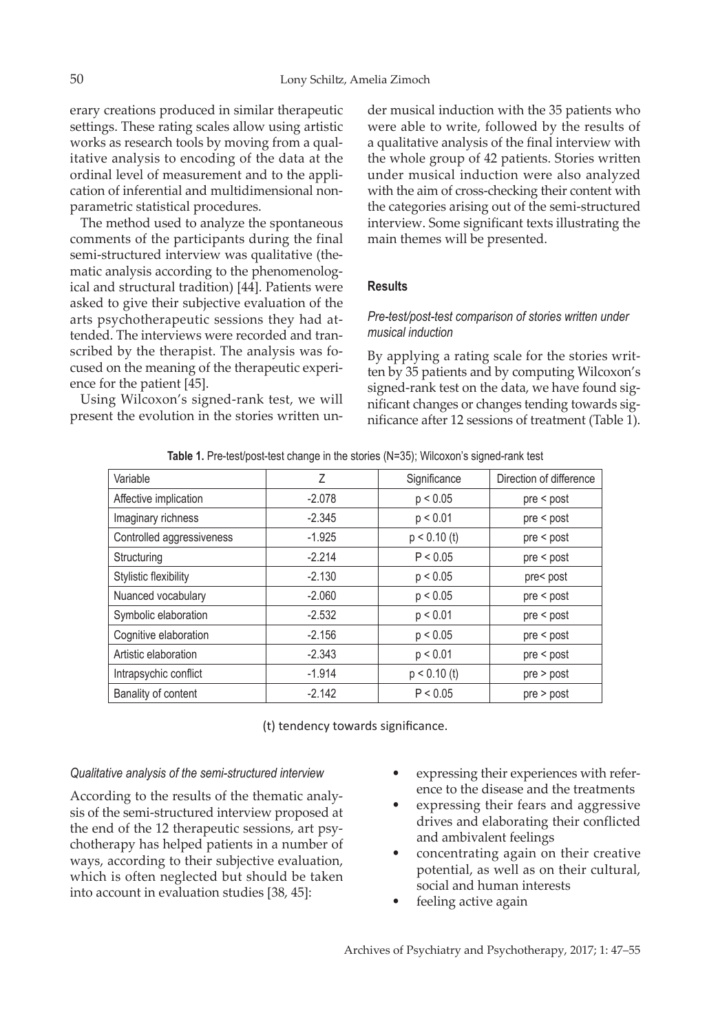erary creations produced in similar therapeutic settings. These rating scales allow using artistic works as research tools by moving from a qualitative analysis to encoding of the data at the ordinal level of measurement and to the application of inferential and multidimensional nonparametric statistical procedures.

The method used to analyze the spontaneous comments of the participants during the final semi-structured interview was qualitative (thematic analysis according to the phenomenological and structural tradition) [44]. Patients were asked to give their subjective evaluation of the arts psychotherapeutic sessions they had attended. The interviews were recorded and transcribed by the therapist. The analysis was focused on the meaning of the therapeutic experience for the patient [45].

Using Wilcoxon's signed-rank test, we will present the evolution in the stories written under musical induction with the 35 patients who were able to write, followed by the results of a qualitative analysis of the final interview with the whole group of 42 patients. Stories written under musical induction were also analyzed with the aim of cross-checking their content with the categories arising out of the semi-structured interview. Some significant texts illustrating the main themes will be presented.

## Results

### *Pre-test/post-test comparison of stories written under musical induction*

By applying a rating scale for the stories written by 35 patients and by computing Wilcoxon's signed-rank test on the data, we have found significant changes or changes tending towards significance after 12 sessions of treatment (Table 1).

**Table 1.** Pre-test/post-test change in the stories (N=35); Wilcoxon's signed-rank test

| Variable | Z | Significance | Direction of difference |
|---|---|---|---|
| Affective implication | -2.078 | p < 0.05 | pre < post |
| Imaginary richness | -2.345 | p < 0.01 | pre < post |
| Controlled aggressiveness | -1.925 | p < 0.10 (t) | pre < post |
| Structuring | -2.214 | P < 0.05 | pre < post |
| Stylistic flexibility | -2.130 | p < 0.05 | pre< post |
| Nuanced vocabulary | -2.060 | p < 0.05 | pre < post |
| Symbolic elaboration | -2.532 | p < 0.01 | pre < post |
| Cognitive elaboration | -2.156 | p < 0.05 | pre < post |
| Artistic elaboration | -2.343 | p < 0.01 | pre < post |
| Intrapsychic conflict | -1.914 | p < 0.10 (t) | pre > post |
| Banality of content | -2.142 | P < 0.05 | pre > post |

(t) tendency towards significance.

### *Qualitative analysis of the semi-structured interview*

According to the results of the thematic analysis of the semi-structured interview proposed at the end of the 12 therapeutic sessions, art psychotherapy has helped patients in a number of ways, according to their subjective evaluation, which is often neglected but should be taken into account in evaluation studies [38, 45]:

- expressing their experiences with reference to the disease and the treatments
- expressing their fears and aggressive drives and elaborating their conflicted and ambivalent feelings
- concentrating again on their creative potential, as well as on their cultural, social and human interests
- feeling active again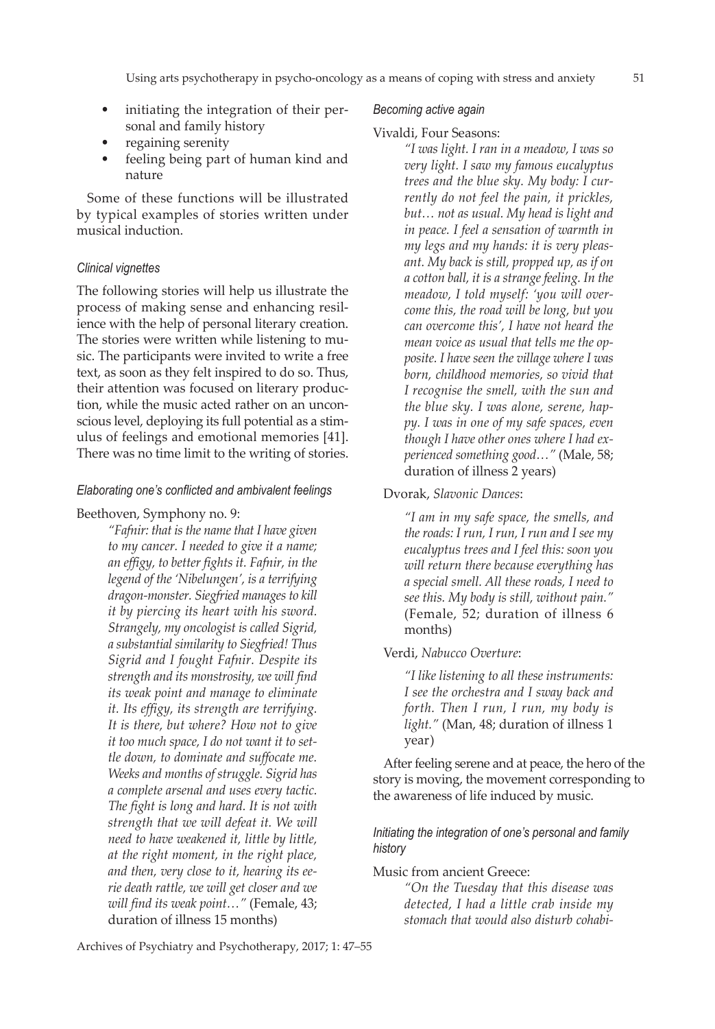- initiating the integration of their personal and family history
- regaining serenity
- feeling being part of human kind and nature

Some of these functions will be illustrated by typical examples of stories written under musical induction.

### *Clinical vignettes*

The following stories will help us illustrate the process of making sense and enhancing resilience with the help of personal literary creation. The stories were written while listening to music. The participants were invited to write a free text, as soon as they felt inspired to do so. Thus, their attention was focused on literary production, while the music acted rather on an unconscious level, deploying its full potential as a stimulus of feelings and emotional memories [41]. There was no time limit to the writing of stories.

### *Elaborating one's conflicted and ambivalent feelings*

Beethoven, Symphony no. 9:

> *"Fafnir: that is the name that I have given to my cancer. I needed to give it a name; an effigy, to better fights it. Fafnir, in the legend of the 'Nibelungen', is a terrifying dragon-monster. Siegfried manages to kill it by piercing its heart with his sword. Strangely, my oncologist is called Sigrid, a substantial similarity to Siegfried! Thus Sigrid and I fought Fafnir. Despite its strength and its monstrosity, we will find its weak point and manage to eliminate it. Its effigy, its strength are terrifying. It is there, but where? How not to give it too much space, I do not want it to settle down, to dominate and suffocate me. Weeks and months of struggle. Sigrid has a complete arsenal and uses every tactic. The fight is long and hard. It is not with strength that we will defeat it. We will need to have weakened it, little by little, at the right moment, in the right place, and then, very close to it, hearing its eerie death rattle, we will get closer and we will find its weak point…"* (Female, 43; duration of illness 15 months)

### *Becoming active again*

Vivaldi, Four Seasons:

> *"I was light. I ran in a meadow, I was so very light. I saw my famous eucalyptus trees and the blue sky. My body: I currently do not feel the pain, it prickles, but… not as usual. My head is light and in peace. I feel a sensation of warmth in my legs and my hands: it is very pleasant. My back is still, propped up, as if on a cotton ball, it is a strange feeling. In the meadow, I told myself: 'you will overcome this, the road will be long, but you can overcome this', I have not heard the mean voice as usual that tells me the opposite. I have seen the village where I was born, childhood memories, so vivid that I recognise the smell, with the sun and the blue sky. I was alone, serene, happy. I was in one of my safe spaces, even though I have other ones where I had experienced something good…"* (Male, 58; duration of illness 2 years)

Dvorak, *Slavonic Dances*:

> *"I am in my safe space, the smells, and the roads: I run, I run, I run and I see my eucalyptus trees and I feel this: soon you will return there because everything has a special smell. All these roads, I need to see this. My body is still, without pain."* (Female, 52; duration of illness 6 months)

Verdi, *Nabucco Overture*:

> *"I like listening to all these instruments: I see the orchestra and I sway back and forth. Then I run, I run, my body is light."* (Man, 48; duration of illness 1 year)

After feeling serene and at peace, the hero of the story is moving, the movement corresponding to the awareness of life induced by music.

### *Initiating the integration of one's personal and family history*

Music from ancient Greece:

> *"On the Tuesday that this disease was detected, I had a little crab inside my stomach that would also disturb cohabi-*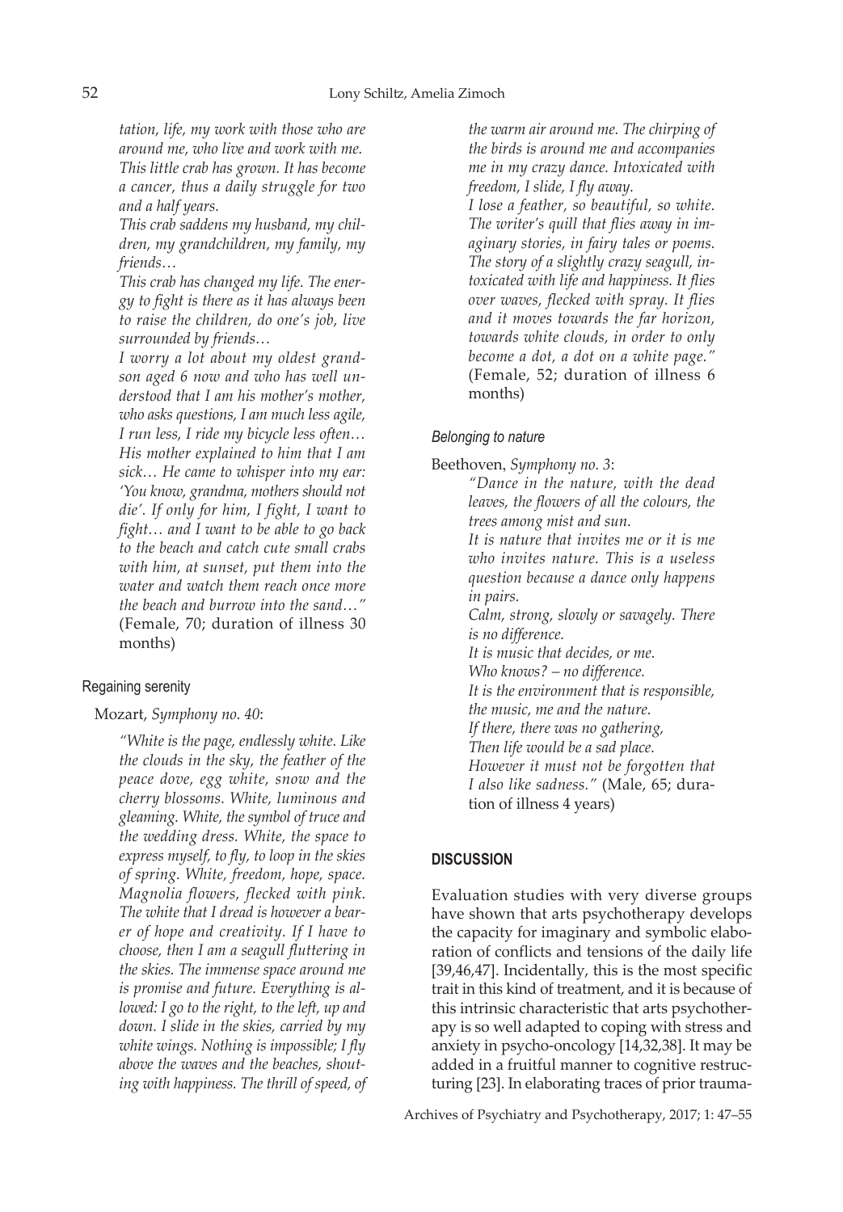*tation, life, my work with those who are around me, who live and work with me. This little crab has grown. It has become a cancer, thus a daily struggle for two and a half years.*

*This crab saddens my husband, my children, my grandchildren, my family, my friends…*

*This crab has changed my life. The energy to fight is there as it has always been to raise the children, do one's job, live surrounded by friends…*

*I worry a lot about my oldest grandson aged 6 now and who has well understood that I am his mother's mother, who asks questions, I am much less agile, I run less, I ride my bicycle less often… His mother explained to him that I am sick… He came to whisper into my ear: 'You know, grandma, mothers should not die'. If only for him, I fight, I want to fight… and I want to be able to go back to the beach and catch cute small crabs with him, at sunset, put them into the water and watch them reach once more the beach and burrow into the sand…"* (Female, 70; duration of illness 30 months)

### Regaining serenity

Mozart, *Symphony no. 40*:

*"White is the page, endlessly white. Like the clouds in the sky, the feather of the peace dove, egg white, snow and the cherry blossoms. White, luminous and gleaming. White, the symbol of truce and the wedding dress. White, the space to express myself, to fly, to loop in the skies of spring. White, freedom, hope, space. Magnolia flowers, flecked with pink. The white that I dread is however a bearer of hope and creativity. If I have to choose, then I am a seagull fluttering in the skies. The immense space around me is promise and future. Everything is allowed: I go to the right, to the left, up and down. I slide in the skies, carried by my white wings. Nothing is impossible; I fly above the waves and the beaches, shouting with happiness. The thrill of speed, of the warm air around me. The chirping of the birds is around me and accompanies me in my crazy dance. Intoxicated with freedom, I slide, I fly away.*

*I lose a feather, so beautiful, so white. The writer's quill that flies away in imaginary stories, in fairy tales or poems. The story of a slightly crazy seagull, intoxicated with life and happiness. It flies over waves, flecked with spray. It flies and it moves towards the far horizon, towards white clouds, in order to only become a dot, a dot on a white page."* (Female, 52; duration of illness 6 months)

### Belonging to nature

Beethoven, *Symphony no. 3*:

*"Dance in the nature, with the dead leaves, the flowers of all the colours, the trees among mist and sun.*
*It is nature that invites me or it is me who invites nature. This is a useless question because a dance only happens in pairs.*
*Calm, strong, slowly or savagely. There is no difference.*
*It is music that decides, or me.*
*Who knows? – no difference.*
*It is the environment that is responsible, the music, me and the nature.*
*If there, there was no gathering,*
*Then life would be a sad place.*
*However it must not be forgotten that I also like sadness."* (Male, 65; duration of illness 4 years)

## DISCUSSION

Evaluation studies with very diverse groups have shown that arts psychotherapy develops the capacity for imaginary and symbolic elaboration of conflicts and tensions of the daily life [39,46,47]. Incidentally, this is the most specific trait in this kind of treatment, and it is because of this intrinsic characteristic that arts psychotherapy is so well adapted to coping with stress and anxiety in psycho-oncology [14,32,38]. It may be added in a fruitful manner to cognitive restructuring [23]. In elaborating traces of prior trauma-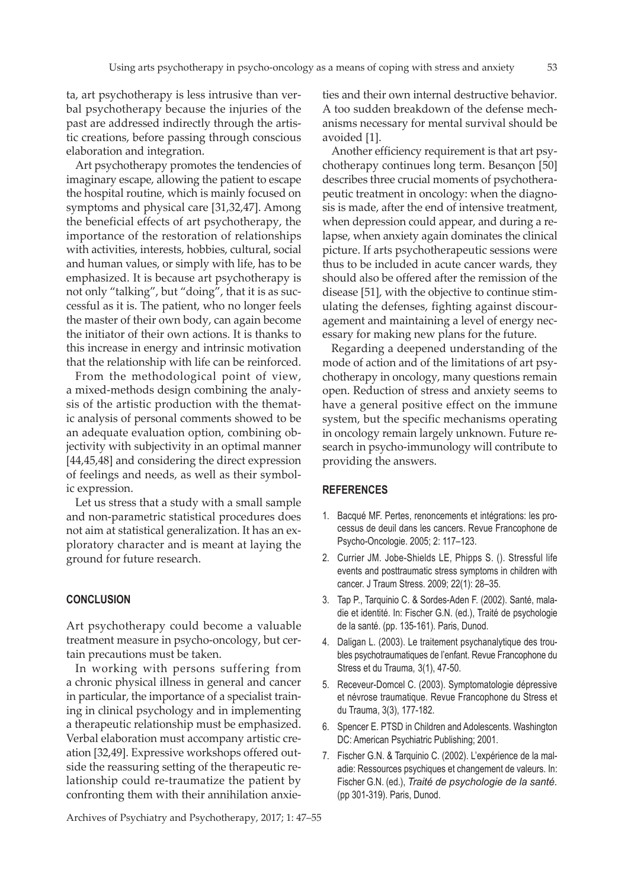ta, art psychotherapy is less intrusive than verbal psychotherapy because the injuries of the past are addressed indirectly through the artistic creations, before passing through conscious elaboration and integration.

Art psychotherapy promotes the tendencies of imaginary escape, allowing the patient to escape the hospital routine, which is mainly focused on symptoms and physical care [31,32,47]. Among the beneficial effects of art psychotherapy, the importance of the restoration of relationships with activities, interests, hobbies, cultural, social and human values, or simply with life, has to be emphasized. It is because art psychotherapy is not only "talking", but "doing", that it is as successful as it is. The patient, who no longer feels the master of their own body, can again become the initiator of their own actions. It is thanks to this increase in energy and intrinsic motivation that the relationship with life can be reinforced.

From the methodological point of view, a mixed-methods design combining the analysis of the artistic production with the thematic analysis of personal comments showed to be an adequate evaluation option, combining objectivity with subjectivity in an optimal manner [44,45,48] and considering the direct expression of feelings and needs, as well as their symbolic expression.

Let us stress that a study with a small sample and non-parametric statistical procedures does not aim at statistical generalization. It has an exploratory character and is meant at laying the ground for future research.

## CONCLUSION

Art psychotherapy could become a valuable treatment measure in psycho-oncology, but certain precautions must be taken.

In working with persons suffering from a chronic physical illness in general and cancer in particular, the importance of a specialist training in clinical psychology and in implementing a therapeutic relationship must be emphasized. Verbal elaboration must accompany artistic creation [32,49]. Expressive workshops offered outside the reassuring setting of the therapeutic relationship could re-traumatize the patient by confronting them with their annihilation anxieties and their own internal destructive behavior. A too sudden breakdown of the defense mechanisms necessary for mental survival should be avoided [1].

Another efficiency requirement is that art psychotherapy continues long term. Besançon [50] describes three crucial moments of psychotherapeutic treatment in oncology: when the diagnosis is made, after the end of intensive treatment, when depression could appear, and during a relapse, when anxiety again dominates the clinical picture. If arts psychotherapeutic sessions were thus to be included in acute cancer wards, they should also be offered after the remission of the disease [51], with the objective to continue stimulating the defenses, fighting against discouragement and maintaining a level of energy necessary for making new plans for the future.

Regarding a deepened understanding of the mode of action and of the limitations of art psychotherapy in oncology, many questions remain open. Reduction of stress and anxiety seems to have a general positive effect on the immune system, but the specific mechanisms operating in oncology remain largely unknown. Future research in psycho-immunology will contribute to providing the answers.

## REFERENCES

1. Bacqué MF. Pertes, renoncements et intégrations: les processus de deuil dans les cancers. Revue Francophone de Psycho-Oncologie. 2005; 2: 117–123.
2. Currier JM. Jobe-Shields LE, Phipps S. (). Stressful life events and posttraumatic stress symptoms in children with cancer. J Traum Stress. 2009; 22(1): 28–35.
3. Tap P., Tarquinio C. & Sordes-Aden F. (2002). Santé, maladie et identité. In: Fischer G.N. (ed.), Traité de psychologie de la santé. (pp. 135-161). Paris, Dunod.
4. Daligan L. (2003). Le traitement psychanalytique des troubles psychotraumatiques de l'enfant. Revue Francophone du Stress et du Trauma, 3(1), 47-50.
5. Receveur-Domcel C. (2003). Symptomatologie dépressive et névrose traumatique. Revue Francophone du Stress et du Trauma, 3(3), 177-182.
6. Spencer E. PTSD in Children and Adolescents. Washington DC: American Psychiatric Publishing; 2001.
7. Fischer G.N. & Tarquinio C. (2002). L'expérience de la maladie: Ressources psychiques et changement de valeurs. In: Fischer G.N. (ed.), *Traité de psychologie de la santé.* (pp 301-319). Paris, Dunod.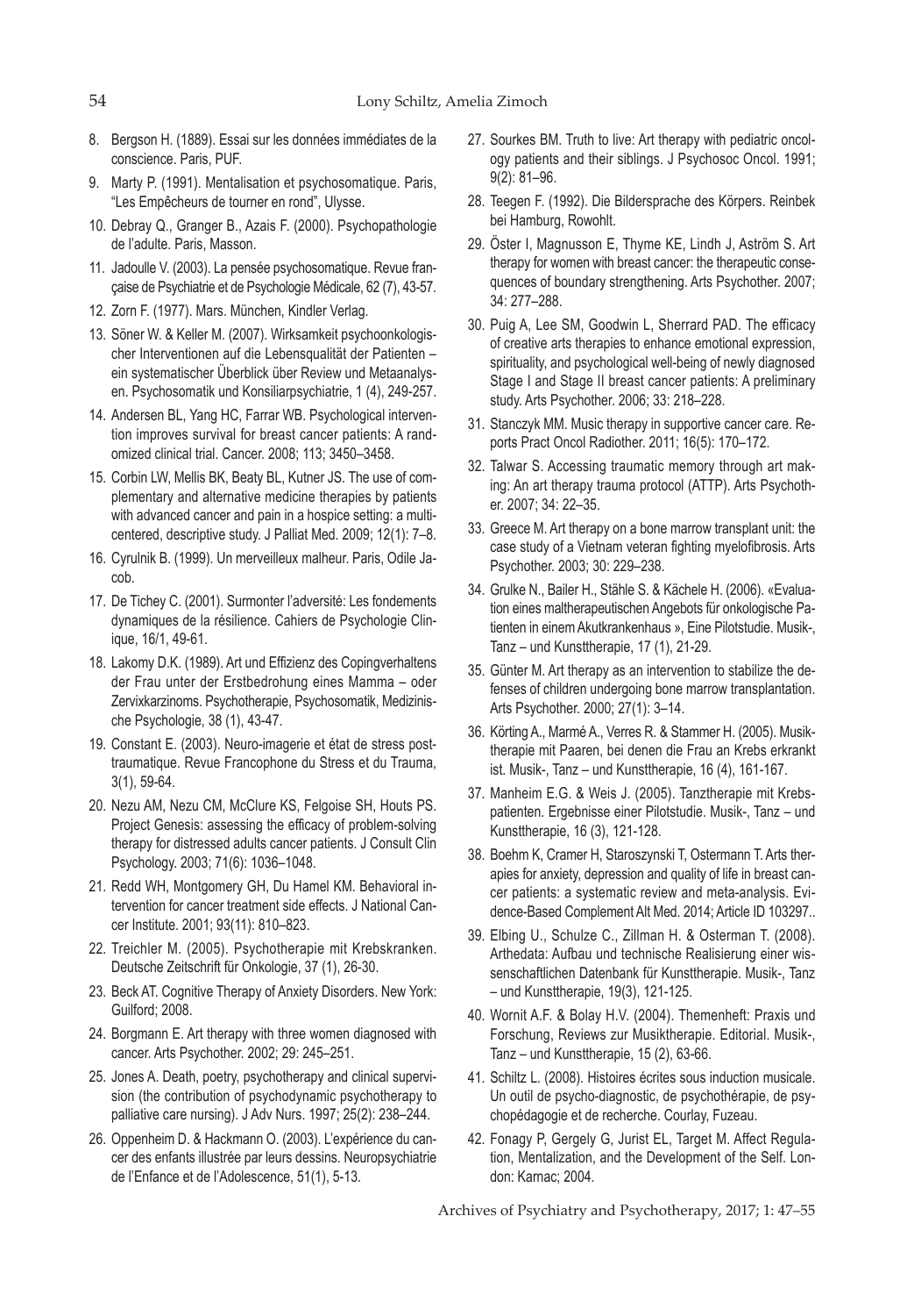8. Bergson H. (1889). Essai sur les données immédiates de la conscience. Paris, PUF.
9. Marty P. (1991). Mentalisation et psychosomatique. Paris, "Les Empêcheurs de tourner en rond", Ulysse.
10. Debray Q., Granger B., Azais F. (2000). Psychopathologie de l'adulte. Paris, Masson.
11. Jadoulle V. (2003). La pensée psychosomatique. Revue française de Psychiatrie et de Psychologie Médicale, 62 (7), 43-57.
12. Zorn F. (1977). Mars. München, Kindler Verlag.
13. Söner W. & Keller M. (2007). Wirksamkeit psychoonkologischer Interventionen auf die Lebensqualität der Patienten – ein systematischer Überblick über Review und Metaanalysen. Psychosomatik und Konsiliarpsychiatrie, 1 (4), 249-257.
14. Andersen BL, Yang HC, Farrar WB. Psychological intervention improves survival for breast cancer patients: A randomized clinical trial. Cancer. 2008; 113; 3450–3458.
15. Corbin LW, Mellis BK, Beaty BL, Kutner JS. The use of complementary and alternative medicine therapies by patients with advanced cancer and pain in a hospice setting: a multicentered, descriptive study. J Palliat Med. 2009; 12(1): 7–8.
16. Cyrulnik B. (1999). Un merveilleux malheur. Paris, Odile Jacob.
17. De Tichey C. (2001). Surmonter l'adversité: Les fondements dynamiques de la résilience. Cahiers de Psychologie Clinique, 16/1, 49-61.
18. Lakomy D.K. (1989). Art und Effizienz des Copingverhaltens der Frau unter der Erstbedrohung eines Mamma – oder Zervixkarzinoms. Psychotherapie, Psychosomatik, Medizinische Psychologie, 38 (1), 43-47.
19. Constant E. (2003). Neuro-imagerie et état de stress post-traumatique. Revue Francophone du Stress et du Trauma, 3(1), 59-64.
20. Nezu AM, Nezu CM, McClure KS, Felgoise SH, Houts PS. Project Genesis: assessing the efficacy of problem-solving therapy for distressed adults cancer patients. J Consult Clin Psychology. 2003; 71(6): 1036–1048.
21. Redd WH, Montgomery GH, Du Hamel KM. Behavioral intervention for cancer treatment side effects. J National Cancer Institute. 2001; 93(11): 810–823.
22. Treichler M. (2005). Psychotherapie mit Krebskranken. Deutsche Zeitschrift für Onkologie, 37 (1), 26-30.
23. Beck AT. Cognitive Therapy of Anxiety Disorders. New York: Guilford; 2008.
24. Borgmann E. Art therapy with three women diagnosed with cancer. Arts Psychother. 2002; 29: 245–251.
25. Jones A. Death, poetry, psychotherapy and clinical supervision (the contribution of psychodynamic psychotherapy to palliative care nursing). J Adv Nurs. 1997; 25(2): 238–244.
26. Oppenheim D. & Hackmann O. (2003). L'expérience du cancer des enfants illustrée par leurs dessins. Neuropsychiatrie de l'Enfance et de l'Adolescence, 51(1), 5-13.
27. Sourkes BM. Truth to live: Art therapy with pediatric oncology patients and their siblings. J Psychosoc Oncol. 1991; 9(2): 81–96.
28. Teegen F. (1992). Die Bildersprache des Körpers. Reinbek bei Hamburg, Rowohlt.
29. Öster I, Magnusson E, Thyme KE, Lindh J, Aström S. Art therapy for women with breast cancer: the therapeutic consequences of boundary strengthening. Arts Psychother. 2007; 34: 277–288.
30. Puig A, Lee SM, Goodwin L, Sherrard PAD. The efficacy of creative arts therapies to enhance emotional expression, spirituality, and psychological well-being of newly diagnosed Stage I and Stage II breast cancer patients: A preliminary study. Arts Psychother. 2006; 33: 218–228.
31. Stanczyk MM. Music therapy in supportive cancer care. Reports Pract Oncol Radiother. 2011; 16(5): 170–172.
32. Talwar S. Accessing traumatic memory through art making: An art therapy trauma protocol (ATTP). Arts Psychother. 2007; 34: 22–35.
33. Greece M. Art therapy on a bone marrow transplant unit: the case study of a Vietnam veteran fighting myelofibrosis. Arts Psychother. 2003; 30: 229–238.
34. Grulke N., Bailer H., Stähle S. & Kächele H. (2006). «Evaluation eines maltherapeutischen Angebots für onkologische Patienten in einem Akutkrankenhaus », Eine Pilotstudie. Musik-, Tanz – und Kunsttherapie, 17 (1), 21-29.
35. Günter M. Art therapy as an intervention to stabilize the defenses of children undergoing bone marrow transplantation. Arts Psychother. 2000; 27(1): 3–14.
36. Körting A., Marmé A., Verres R. & Stammer H. (2005). Musiktherapie mit Paaren, bei denen die Frau an Krebs erkrankt ist. Musik-, Tanz – und Kunsttherapie, 16 (4), 161-167.
37. Manheim E.G. & Weis J. (2005). Tanztherapie mit Krebspatienten. Ergebnisse einer Pilotstudie. Musik-, Tanz – und Kunsttherapie, 16 (3), 121-128.
38. Boehm K, Cramer H, Staroszynski T, Ostermann T. Arts therapies for anxiety, depression and quality of life in breast cancer patients: a systematic review and meta-analysis. Evidence-Based Complement Alt Med. 2014; Article ID 103297..
39. Elbing U., Schulze C., Zillman H. & Osterman T. (2008). Arthedata: Aufbau und technische Realisierung einer wissenschaftlichen Datenbank für Kunsttherapie. Musik-, Tanz – und Kunsttherapie, 19(3), 121-125.
40. Wornit A.F. & Bolay H.V. (2004). Themenheft: Praxis und Forschung, Reviews zur Musiktherapie. Editorial. Musik-, Tanz – und Kunsttherapie, 15 (2), 63-66.
41. Schiltz L. (2008). Histoires écrites sous induction musicale. Un outil de psycho-diagnostic, de psychothérapie, de psychopédagogie et de recherche. Courlay, Fuzeau.
42. Fonagy P, Gergely G, Jurist EL, Target M. Affect Regulation, Mentalization, and the Development of the Self. London: Karnac; 2004.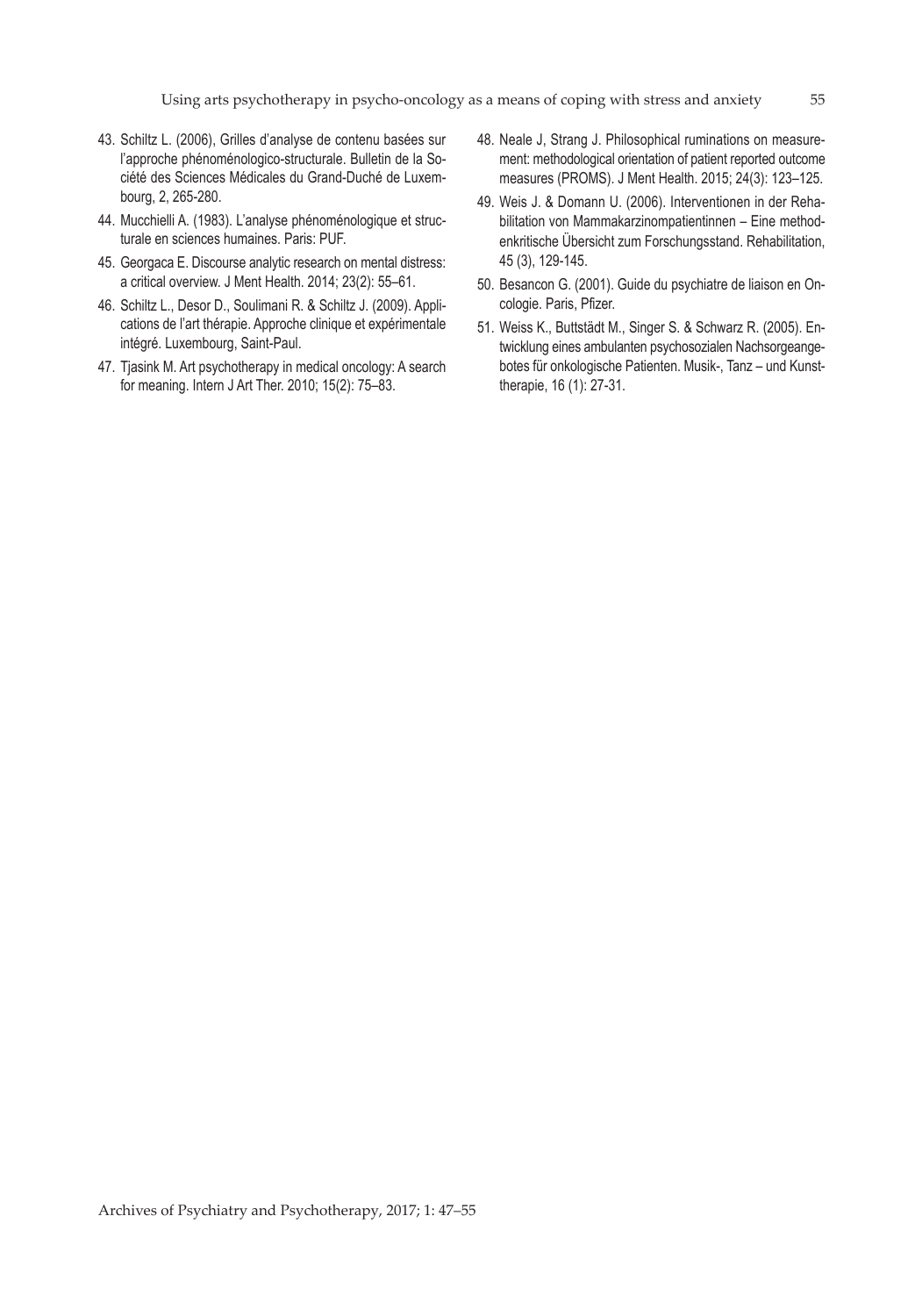43. Schiltz L. (2006), Grilles d'analyse de contenu basées sur l'approche phénoménologico-structurale. Bulletin de la Société des Sciences Médicales du Grand-Duché de Luxembourg, 2, 265-280.
44. Mucchielli A. (1983). L'analyse phénoménologique et structurale en sciences humaines. Paris: PUF.
45. Georgaca E. Discourse analytic research on mental distress: a critical overview. J Ment Health. 2014; 23(2): 55–61.
46. Schiltz L., Desor D., Soulimani R. & Schiltz J. (2009). Applications de l'art thérapie. Approche clinique et expérimentale intégré. Luxembourg, Saint-Paul.
47. Tjasink M. Art psychotherapy in medical oncology: A search for meaning. Intern J Art Ther. 2010; 15(2): 75–83.
48. Neale J, Strang J. Philosophical ruminations on measurement: methodological orientation of patient reported outcome measures (PROMS). J Ment Health. 2015; 24(3): 123–125.
49. Weis J. & Domann U. (2006). Interventionen in der Rehabilitation von Mammakarzinompatientinnen – Eine methodenkritische Übersicht zum Forschungsstand. Rehabilitation, 45 (3), 129-145.
50. Besancon G. (2001). Guide du psychiatre de liaison en Oncologie. Paris, Pfizer.
51. Weiss K., Buttstädt M., Singer S. & Schwarz R. (2005). Entwicklung eines ambulanten psychosozialen Nachsorgeangebotes für onkologische Patienten. Musik-, Tanz – und Kunsttherapie, 16 (1): 27-31.